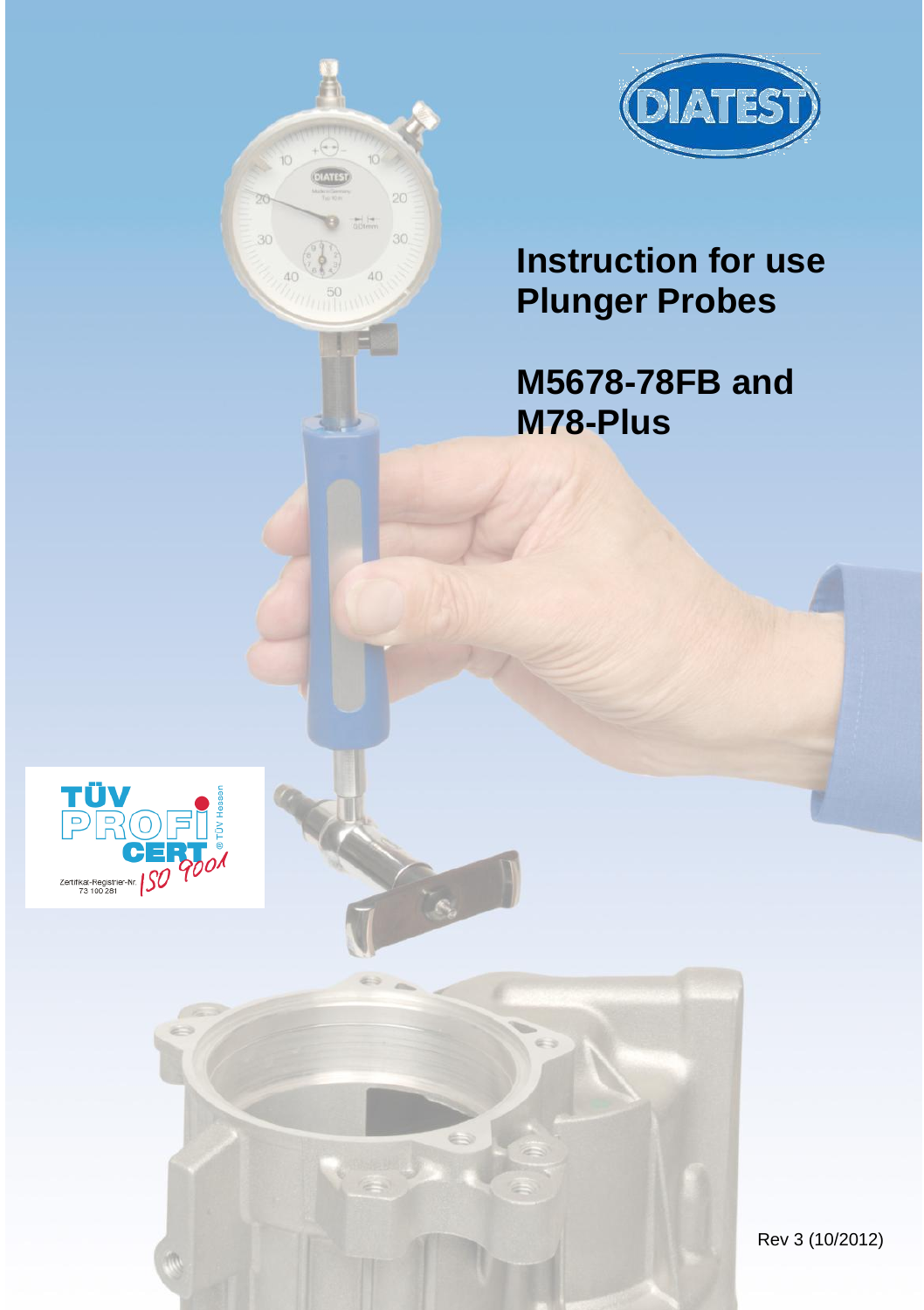# Instruction for use Plunger Probes

# M5678-78FB and M78-Plus

Rev 3 (10/2012)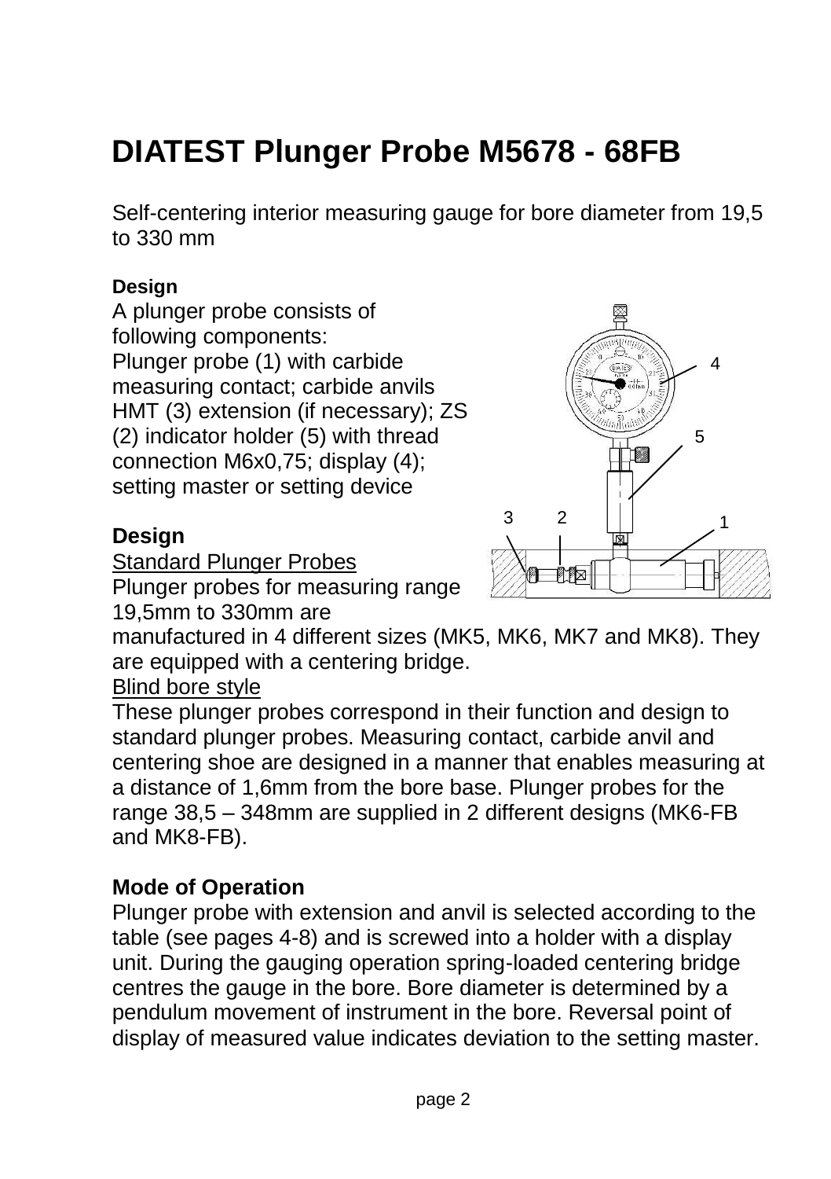# DIATEST Plunger Probe M5678 - 68FB

Self-centering interior measuring gauge for bore diameter from 19,5 to 330 mm

**Design**

A plunger probe consists of following components:
Plunger probe (1) with carbide measuring contact; carbide anvils HMT (3) extension (if necessary); ZS (2) indicator holder (5) with thread connection M6x0,75; display (4); setting master or setting device

**Design**

Standard Plunger Probes

Plunger probes for measuring range 19,5mm to 330mm are manufactured in 4 different sizes (MK5, MK6, MK7 and MK8). They are equipped with a centering bridge.

Blind bore style

These plunger probes correspond in their function and design to standard plunger probes. Measuring contact, carbide anvil and centering shoe are designed in a manner that enables measuring at a distance of 1,6mm from the bore base. Plunger probes for the range 38,5 – 348mm are supplied in 2 different designs (MK6-FB and MK8-FB).

**Mode of Operation**

Plunger probe with extension and anvil is selected according to the table (see pages 4-8) and is screwed into a holder with a display unit. During the gauging operation spring-loaded centering bridge centres the gauge in the bore. Bore diameter is determined by a pendulum movement of instrument in the bore. Reversal point of display of measured value indicates deviation to the setting master.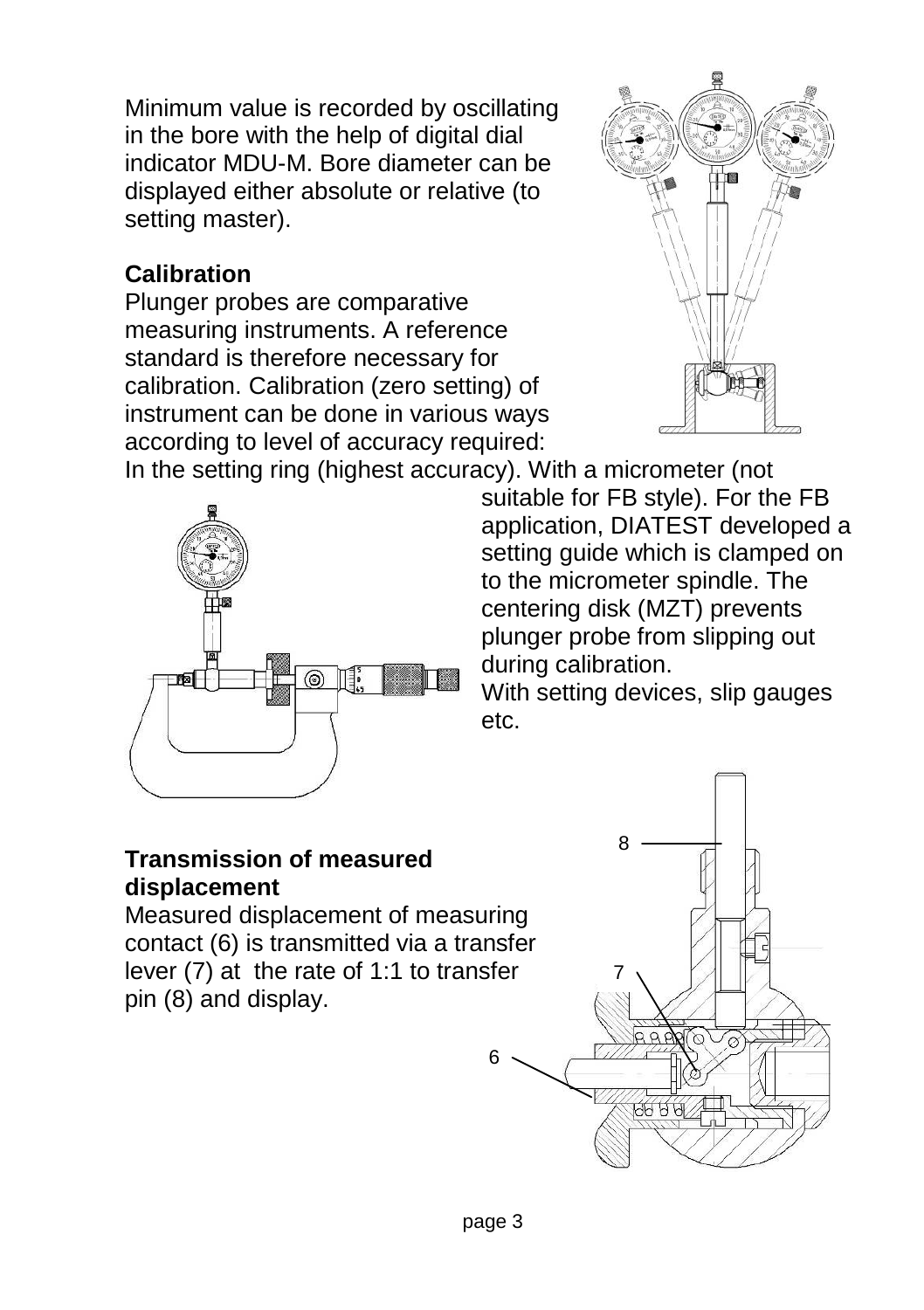Minimum value is recorded by oscillating in the bore with the help of digital dial indicator MDU-M. Bore diameter can be displayed either absolute or relative (to setting master).

**Calibration**

Plunger probes are comparative measuring instruments. A reference standard is therefore necessary for calibration. Calibration (zero setting) of instrument can be done in various ways according to level of accuracy required:

In the setting ring (highest accuracy). With a micrometer (not suitable for FB style). For the FB application, DIATEST developed a setting guide which is clamped on to the micrometer spindle. The centering disk (MZT) prevents plunger probe from slipping out during calibration.

With setting devices, slip gauges etc.

**Transmission of measured displacement**

Measured displacement of measuring contact (6) is transmitted via a transfer lever (7) at the rate of 1:1 to transfer pin (8) and display.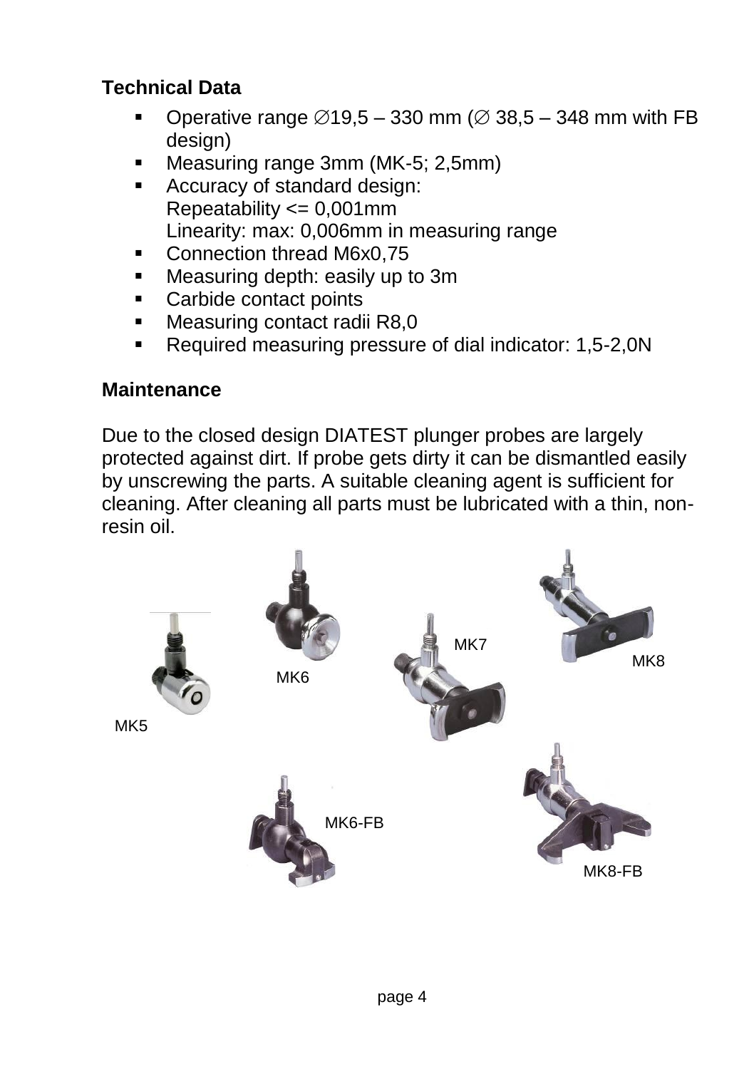## Technical Data

- Operative range ∅19,5 – 330 mm (∅ 38,5 – 348 mm with FB design)
- Measuring range 3mm (MK-5; 2,5mm)
- Accuracy of standard design:
  Repeatability <= 0,001mm
  Linearity: max: 0,006mm in measuring range
- Connection thread M6x0,75
- Measuring depth: easily up to 3m
- Carbide contact points
- Measuring contact radii R8,0
- Required measuring pressure of dial indicator: 1,5-2,0N

## Maintenance

Due to the closed design DIATEST plunger probes are largely protected against dirt. If probe gets dirty it can be dismantled easily by unscrewing the parts. A suitable cleaning agent is sufficient for cleaning. After cleaning all parts must be lubricated with a thin, non-resin oil.

MK5

MK6

MK7

MK8

MK6-FB

MK8-FB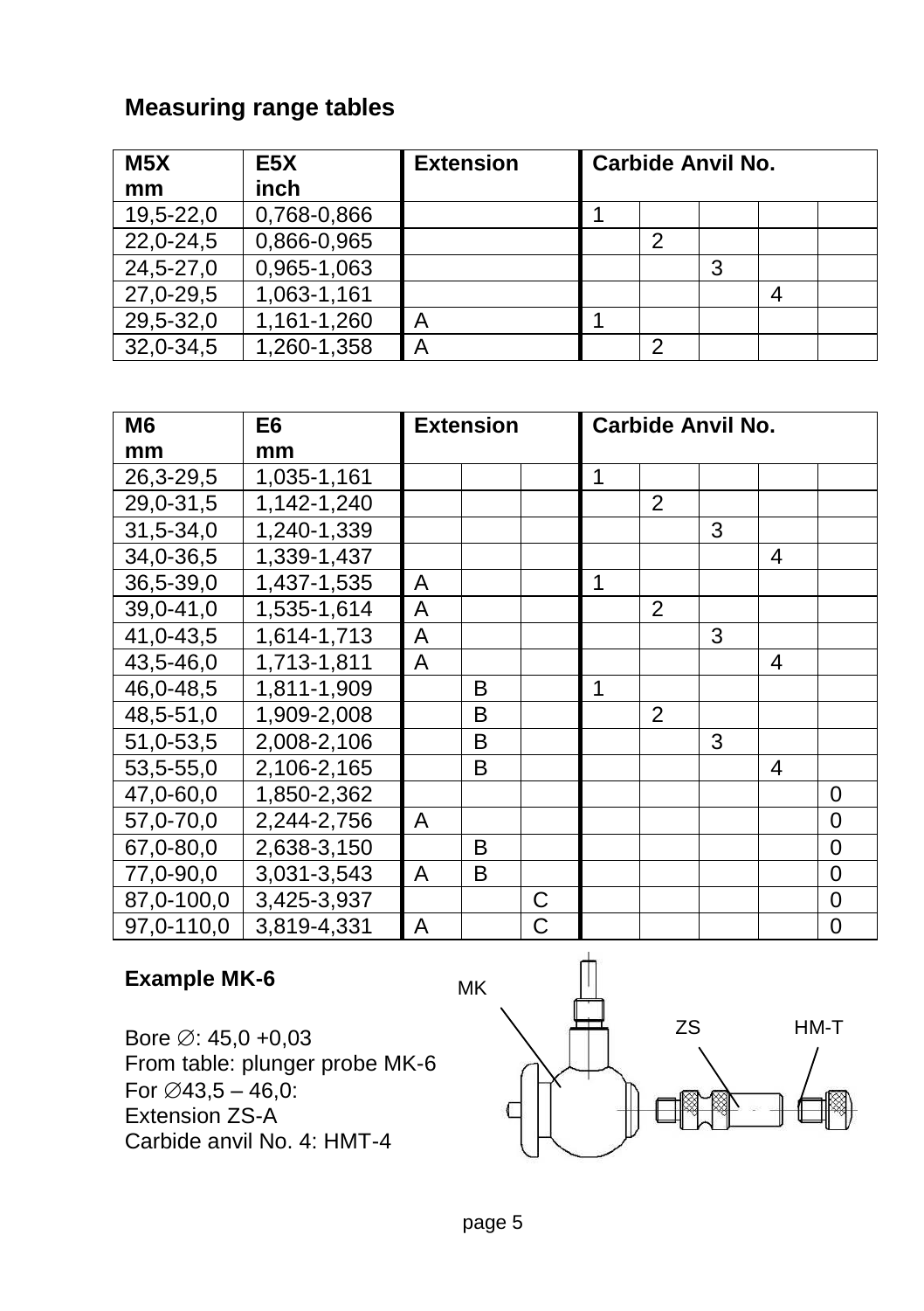## Measuring range tables

| M5X<br>mm | E5X<br>inch | Extension | Carbide Anvil No. | | | | |
|---|---|---|---|---|---|---|---|
| 19,5-22,0 | 0,768-0,866 | | 1 | | | | |
| 22,0-24,5 | 0,866-0,965 | | | 2 | | | |
| 24,5-27,0 | 0,965-1,063 | | | | 3 | | |
| 27,0-29,5 | 1,063-1,161 | | | | | 4 | |
| 29,5-32,0 | 1,161-1,260 | A | 1 | | | | |
| 32,0-34,5 | 1,260-1,358 | A | | 2 | | | |

| M6<br>mm | E6<br>mm | Extension | | | Carbide Anvil No. | | | | |
|---|---|---|---|---|---|---|---|---|---|
| 26,3-29,5 | 1,035-1,161 | | | | 1 | | | | |
| 29,0-31,5 | 1,142-1,240 | | | | | 2 | | | |
| 31,5-34,0 | 1,240-1,339 | | | | | | 3 | | |
| 34,0-36,5 | 1,339-1,437 | | | | | | | 4 | |
| 36,5-39,0 | 1,437-1,535 | A | | | 1 | | | | |
| 39,0-41,0 | 1,535-1,614 | A | | | | 2 | | | |
| 41,0-43,5 | 1,614-1,713 | A | | | | | 3 | | |
| 43,5-46,0 | 1,713-1,811 | A | | | | | | 4 | |
| 46,0-48,5 | 1,811-1,909 | | B | | 1 | | | | |
| 48,5-51,0 | 1,909-2,008 | | B | | | 2 | | | |
| 51,0-53,5 | 2,008-2,106 | | B | | | | 3 | | |
| 53,5-55,0 | 2,106-2,165 | | B | | | | | 4 | |
| 47,0-60,0 | 1,850-2,362 | | | | | | | | 0 |
| 57,0-70,0 | 2,244-2,756 | A | | | | | | | 0 |
| 67,0-80,0 | 2,638-3,150 | | B | | | | | | 0 |
| 77,0-90,0 | 3,031-3,543 | A | B | | | | | | 0 |
| 87,0-100,0 | 3,425-3,937 | | | C | | | | | 0 |
| 97,0-110,0 | 3,819-4,331 | A | | C | | | | | 0 |

**Example MK-6**

Bore ∅: 45,0 +0,03
From table: plunger probe MK-6
For ∅43,5 – 46,0:
Extension ZS-A
Carbide anvil No. 4: HMT-4

MK ZS HM-T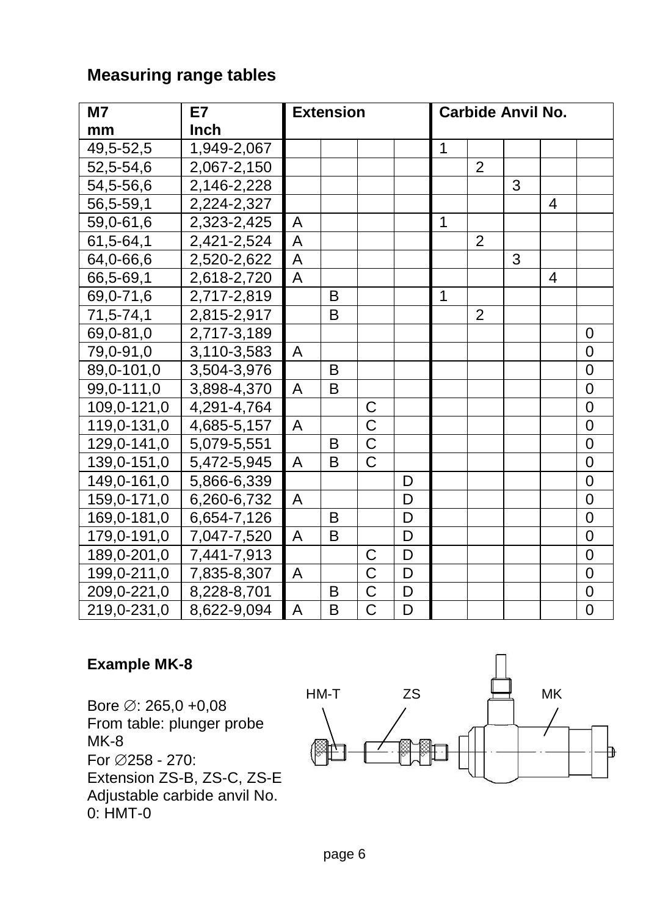## Measuring range tables

| M7 mm | E7 Inch | Extension | | | | Carbide Anvil No. | | | | |
|---|---|---|---|---|---|---|---|---|---|---|
| 49,5-52,5 | 1,949-2,067 | | | | | 1 | | | | |
| 52,5-54,6 | 2,067-2,150 | | | | | | 2 | | | |
| 54,5-56,6 | 2,146-2,228 | | | | | | | 3 | | |
| 56,5-59,1 | 2,224-2,327 | | | | | | | | 4 | |
| 59,0-61,6 | 2,323-2,425 | A | | | | 1 | | | | |
| 61,5-64,1 | 2,421-2,524 | A | | | | | 2 | | | |
| 64,0-66,6 | 2,520-2,622 | A | | | | | | 3 | | |
| 66,5-69,1 | 2,618-2,720 | A | | | | | | | 4 | |
| 69,0-71,6 | 2,717-2,819 | | B | | | 1 | | | | |
| 71,5-74,1 | 2,815-2,917 | | B | | | | 2 | | | |
| 69,0-81,0 | 2,717-3,189 | | | | | | | | | 0 |
| 79,0-91,0 | 3,110-3,583 | A | | | | | | | | 0 |
| 89,0-101,0 | 3,504-3,976 | | B | | | | | | | 0 |
| 99,0-111,0 | 3,898-4,370 | A | B | | | | | | | 0 |
| 109,0-121,0 | 4,291-4,764 | | | C | | | | | | 0 |
| 119,0-131,0 | 4,685-5,157 | A | | C | | | | | | 0 |
| 129,0-141,0 | 5,079-5,551 | | B | C | | | | | | 0 |
| 139,0-151,0 | 5,472-5,945 | A | B | C | | | | | | 0 |
| 149,0-161,0 | 5,866-6,339 | | | | D | | | | | 0 |
| 159,0-171,0 | 6,260-6,732 | A | | | D | | | | | 0 |
| 169,0-181,0 | 6,654-7,126 | | B | | D | | | | | 0 |
| 179,0-191,0 | 7,047-7,520 | A | B | | D | | | | | 0 |
| 189,0-201,0 | 7,441-7,913 | | | C | D | | | | | 0 |
| 199,0-211,0 | 7,835-8,307 | A | | C | D | | | | | 0 |
| 209,0-221,0 | 8,228-8,701 | | B | C | D | | | | | 0 |
| 219,0-231,0 | 8,622-9,094 | A | B | C | D | | | | | 0 |

### Example MK-8

Bore ∅: 265,0 +0,08
From table: plunger probe MK-8
For ∅258 - 270:
Extension ZS-B, ZS-C, ZS-E
Adjustable carbide anvil No. 0: HMT-0

HM-T ZS MK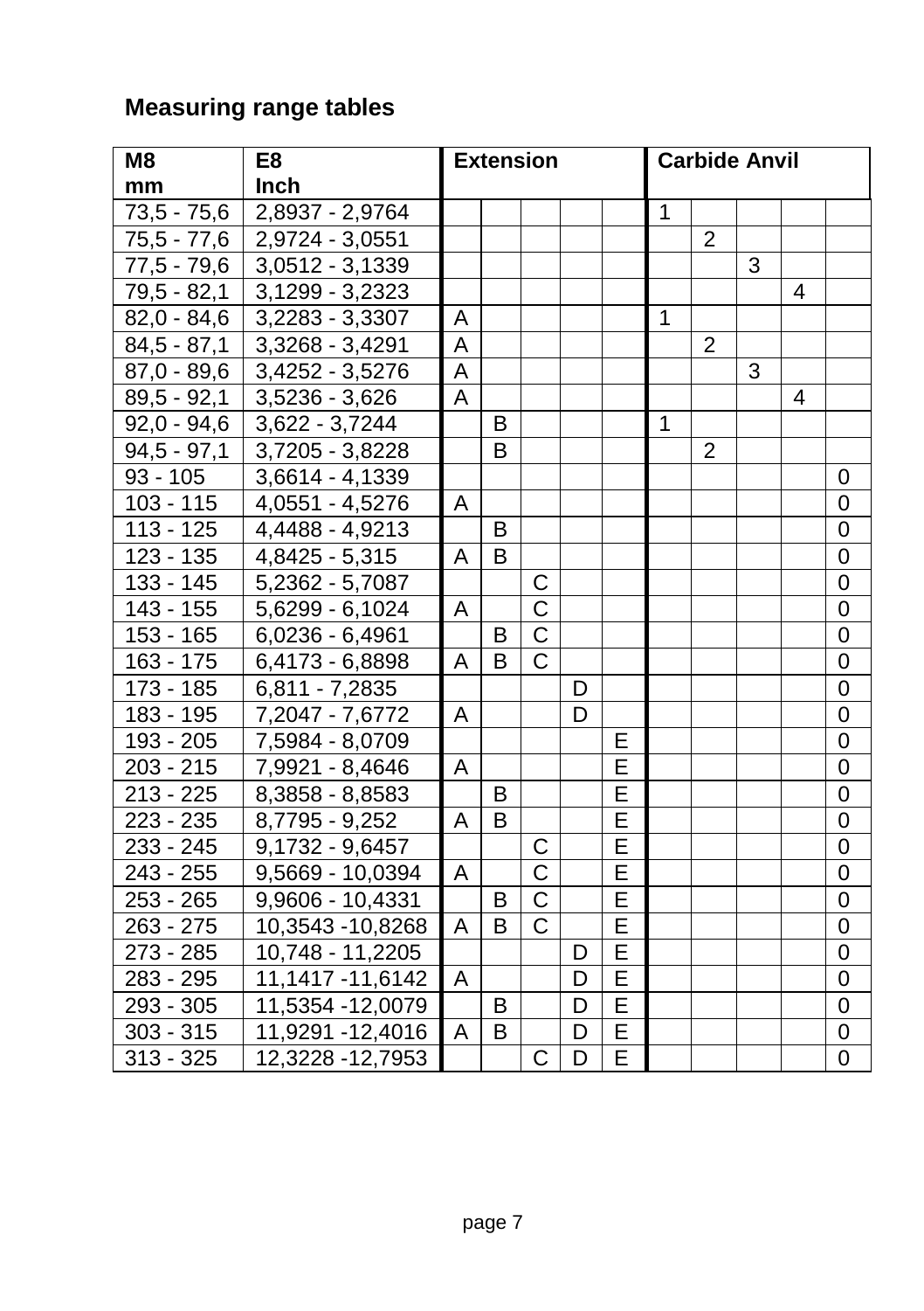## Measuring range tables

| M8 mm | E8 Inch | Extension | | | | | Carbide Anvil | | | | |
|---|---|---|---|---|---|---|---|---|---|---|---|
| 73,5 - 75,6 | 2,8937 - 2,9764 | | | | | | 1 | | | | |
| 75,5 - 77,6 | 2,9724 - 3,0551 | | | | | | | 2 | | | |
| 77,5 - 79,6 | 3,0512 - 3,1339 | | | | | | | | 3 | | |
| 79,5 - 82,1 | 3,1299 - 3,2323 | | | | | | | | | 4 | |
| 82,0 - 84,6 | 3,2283 - 3,3307 | A | | | | | 1 | | | | |
| 84,5 - 87,1 | 3,3268 - 3,4291 | A | | | | | | 2 | | | |
| 87,0 - 89,6 | 3,4252 - 3,5276 | A | | | | | | | 3 | | |
| 89,5 - 92,1 | 3,5236 - 3,626 | A | | | | | | | | 4 | |
| 92,0 - 94,6 | 3,622 - 3,7244 | | B | | | | 1 | | | | |
| 94,5 - 97,1 | 3,7205 - 3,8228 | | B | | | | | 2 | | | |
| 93 - 105 | 3,6614 - 4,1339 | | | | | | | | | | 0 |
| 103 - 115 | 4,0551 - 4,5276 | A | | | | | | | | | 0 |
| 113 - 125 | 4,4488 - 4,9213 | | B | | | | | | | | 0 |
| 123 - 135 | 4,8425 - 5,315 | A | B | | | | | | | | 0 |
| 133 - 145 | 5,2362 - 5,7087 | | | C | | | | | | | 0 |
| 143 - 155 | 5,6299 - 6,1024 | A | | C | | | | | | | 0 |
| 153 - 165 | 6,0236 - 6,4961 | | B | C | | | | | | | 0 |
| 163 - 175 | 6,4173 - 6,8898 | A | B | C | | | | | | | 0 |
| 173 - 185 | 6,811 - 7,2835 | | | | D | | | | | | 0 |
| 183 - 195 | 7,2047 - 7,6772 | A | | | D | | | | | | 0 |
| 193 - 205 | 7,5984 - 8,0709 | | | | | E | | | | | 0 |
| 203 - 215 | 7,9921 - 8,4646 | A | | | | E | | | | | 0 |
| 213 - 225 | 8,3858 - 8,8583 | | B | | | E | | | | | 0 |
| 223 - 235 | 8,7795 - 9,252 | A | B | | | E | | | | | 0 |
| 233 - 245 | 9,1732 - 9,6457 | | | C | | E | | | | | 0 |
| 243 - 255 | 9,5669 - 10,0394 | A | | C | | E | | | | | 0 |
| 253 - 265 | 9,9606 - 10,4331 | | B | C | | E | | | | | 0 |
| 263 - 275 | 10,3543 -10,8268 | A | B | C | | E | | | | | 0 |
| 273 - 285 | 10,748 - 11,2205 | | | | D | E | | | | | 0 |
| 283 - 295 | 11,1417 -11,6142 | A | | | D | E | | | | | 0 |
| 293 - 305 | 11,5354 -12,0079 | | B | | D | E | | | | | 0 |
| 303 - 315 | 11,9291 -12,4016 | A | B | | D | E | | | | | 0 |
| 313 - 325 | 12,3228 -12,7953 | | | C | D | E | | | | | 0 |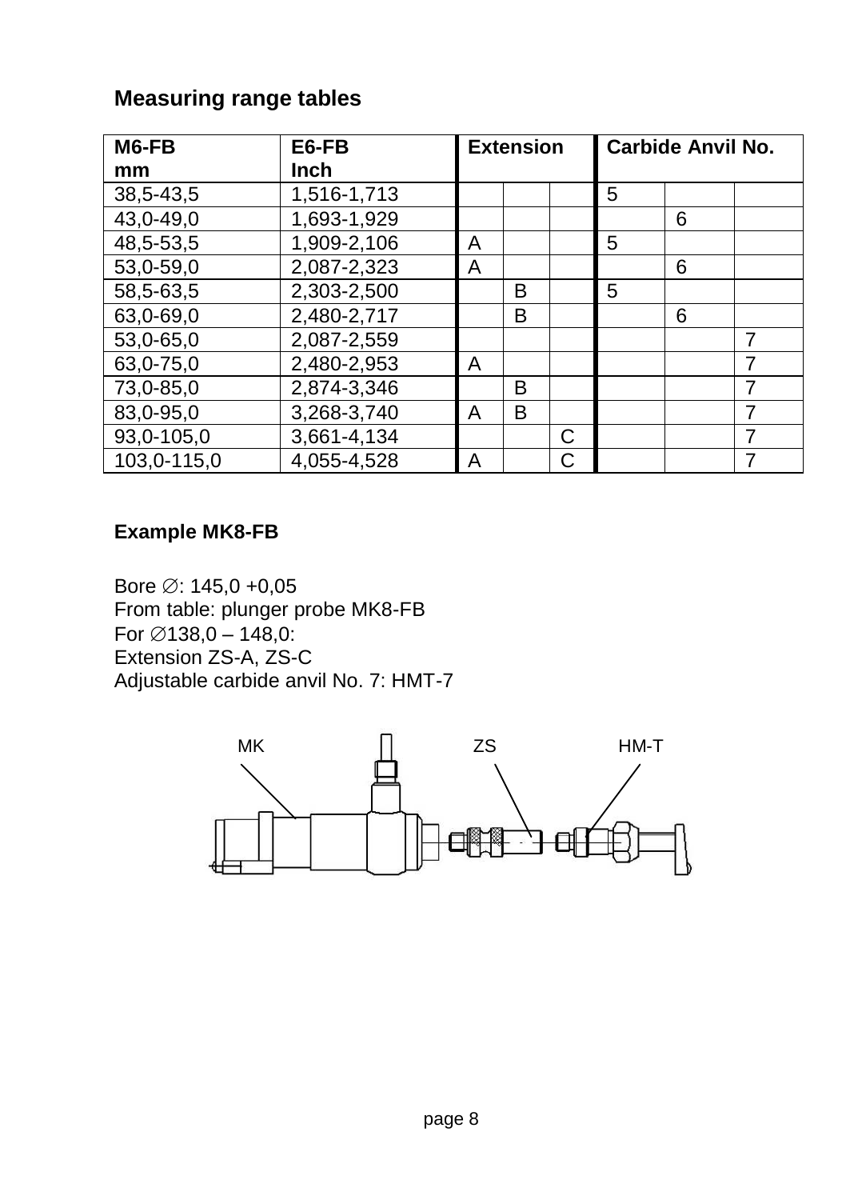## Measuring range tables

| M6-FB mm | E6-FB Inch | Extension | | | Carbide Anvil No. | | |
|---|---|---|---|---|---|---|---|
| 38,5-43,5 | 1,516-1,713 | | | | 5 | | |
| 43,0-49,0 | 1,693-1,929 | | | | | 6 | |
| 48,5-53,5 | 1,909-2,106 | A | | | 5 | | |
| 53,0-59,0 | 2,087-2,323 | A | | | | 6 | |
| 58,5-63,5 | 2,303-2,500 | | B | | 5 | | |
| 63,0-69,0 | 2,480-2,717 | | B | | | 6 | |
| 53,0-65,0 | 2,087-2,559 | | | | | | 7 |
| 63,0-75,0 | 2,480-2,953 | A | | | | | 7 |
| 73,0-85,0 | 2,874-3,346 | | B | | | | 7 |
| 83,0-95,0 | 3,268-3,740 | A | B | | | | 7 |
| 93,0-105,0 | 3,661-4,134 | | | C | | | 7 |
| 103,0-115,0 | 4,055-4,528 | A | | C | | | 7 |

### Example MK8-FB

Bore ∅: 145,0 +0,05
From table: plunger probe MK8-FB
For ∅138,0 – 148,0:
Extension ZS-A, ZS-C
Adjustable carbide anvil No. 7: HMT-7

MK ZS HM-T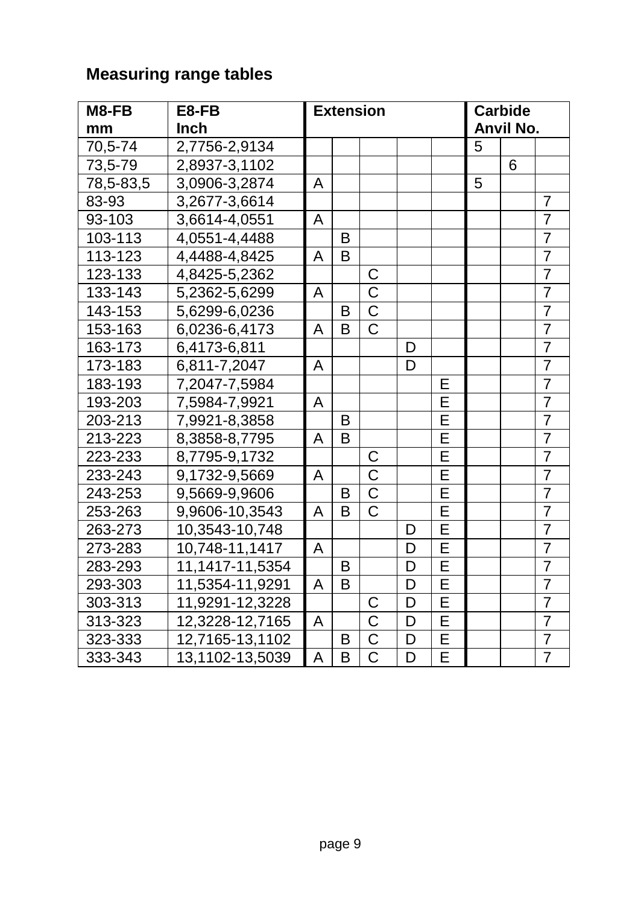## Measuring range tables

| M8-FB mm | E8-FB Inch | Extension | | | | | Carbide Anvil No. | | |
|---|---|---|---|---|---|---|---|---|---|
| 70,5-74 | 2,7756-2,9134 | | | | | | 5 | | |
| 73,5-79 | 2,8937-3,1102 | | | | | | | 6 | |
| 78,5-83,5 | 3,0906-3,2874 | A | | | | | 5 | | |
| 83-93 | 3,2677-3,6614 | | | | | | | | 7 |
| 93-103 | 3,6614-4,0551 | A | | | | | | | 7 |
| 103-113 | 4,0551-4,4488 | | B | | | | | | 7 |
| 113-123 | 4,4488-4,8425 | A | B | | | | | | 7 |
| 123-133 | 4,8425-5,2362 | | | C | | | | | 7 |
| 133-143 | 5,2362-5,6299 | A | | C | | | | | 7 |
| 143-153 | 5,6299-6,0236 | | B | C | | | | | 7 |
| 153-163 | 6,0236-6,4173 | A | B | C | | | | | 7 |
| 163-173 | 6,4173-6,811 | | | | D | | | | 7 |
| 173-183 | 6,811-7,2047 | A | | | D | | | | 7 |
| 183-193 | 7,2047-7,5984 | | | | | E | | | 7 |
| 193-203 | 7,5984-7,9921 | A | | | | E | | | 7 |
| 203-213 | 7,9921-8,3858 | | B | | | E | | | 7 |
| 213-223 | 8,3858-8,7795 | A | B | | | E | | | 7 |
| 223-233 | 8,7795-9,1732 | | | C | | E | | | 7 |
| 233-243 | 9,1732-9,5669 | A | | C | | E | | | 7 |
| 243-253 | 9,5669-9,9606 | | B | C | | E | | | 7 |
| 253-263 | 9,9606-10,3543 | A | B | C | | E | | | 7 |
| 263-273 | 10,3543-10,748 | | | | D | E | | | 7 |
| 273-283 | 10,748-11,1417 | A | | | D | E | | | 7 |
| 283-293 | 11,1417-11,5354 | | B | | D | E | | | 7 |
| 293-303 | 11,5354-11,9291 | A | B | | D | E | | | 7 |
| 303-313 | 11,9291-12,3228 | | | C | D | E | | | 7 |
| 313-323 | 12,3228-12,7165 | A | | C | D | E | | | 7 |
| 323-333 | 12,7165-13,1102 | | B | C | D | E | | | 7 |
| 333-343 | 13,1102-13,5039 | A | B | C | D | E | | | 7 |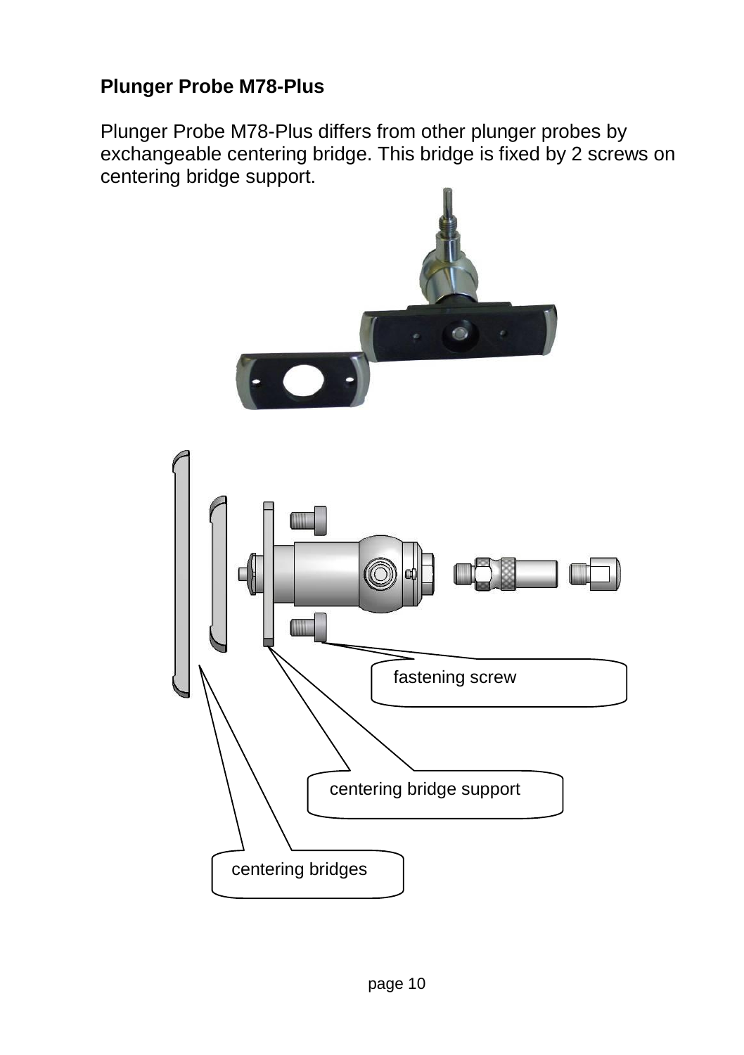## Plunger Probe M78-Plus

Plunger Probe M78-Plus differs from other plunger probes by exchangeable centering bridge. This bridge is fixed by 2 screws on centering bridge support.

fastening screw

centering bridge support

centering bridges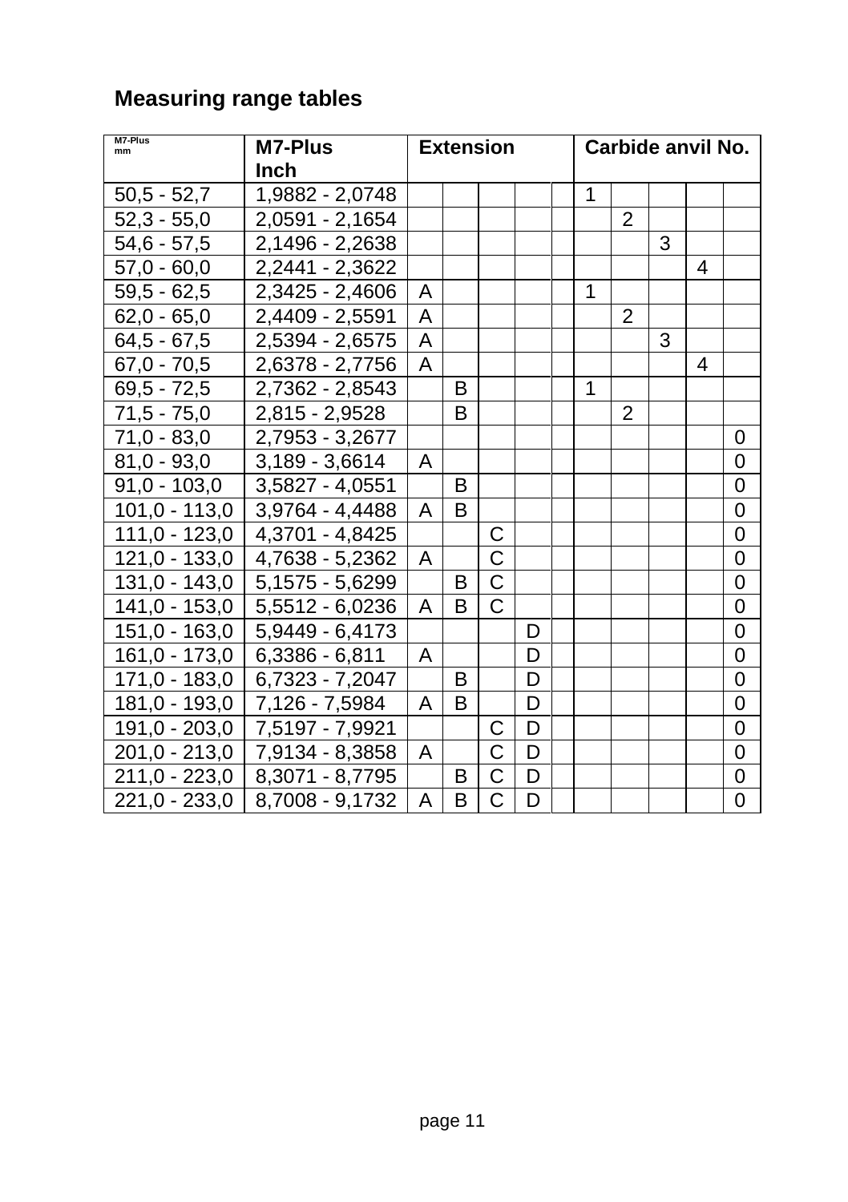## Measuring range tables

| M7-Plus mm | M7-Plus Inch | Extension | | | | | Carbide anvil No. | | | | |
|---|---|---|---|---|---|---|---|---|---|---|---|
| 50,5 - 52,7 | 1,9882 - 2,0748 | | | | | | 1 | | | | |
| 52,3 - 55,0 | 2,0591 - 2,1654 | | | | | | | 2 | | | |
| 54,6 - 57,5 | 2,1496 - 2,2638 | | | | | | | | 3 | | |
| 57,0 - 60,0 | 2,2441 - 2,3622 | | | | | | | | | 4 | |
| 59,5 - 62,5 | 2,3425 - 2,4606 | A | | | | | 1 | | | | |
| 62,0 - 65,0 | 2,4409 - 2,5591 | A | | | | | | 2 | | | |
| 64,5 - 67,5 | 2,5394 - 2,6575 | A | | | | | | | 3 | | |
| 67,0 - 70,5 | 2,6378 - 2,7756 | A | | | | | | | | 4 | |
| 69,5 - 72,5 | 2,7362 - 2,8543 | | B | | | | 1 | | | | |
| 71,5 - 75,0 | 2,815 - 2,9528 | | B | | | | | 2 | | | |
| 71,0 - 83,0 | 2,7953 - 3,2677 | | | | | | | | | | 0 |
| 81,0 - 93,0 | 3,189 - 3,6614 | A | | | | | | | | | 0 |
| 91,0 - 103,0 | 3,5827 - 4,0551 | | B | | | | | | | | 0 |
| 101,0 - 113,0 | 3,9764 - 4,4488 | A | B | | | | | | | | 0 |
| 111,0 - 123,0 | 4,3701 - 4,8425 | | | C | | | | | | | 0 |
| 121,0 - 133,0 | 4,7638 - 5,2362 | A | | C | | | | | | | 0 |
| 131,0 - 143,0 | 5,1575 - 5,6299 | | B | C | | | | | | | 0 |
| 141,0 - 153,0 | 5,5512 - 6,0236 | A | B | C | | | | | | | 0 |
| 151,0 - 163,0 | 5,9449 - 6,4173 | | | | D | | | | | | 0 |
| 161,0 - 173,0 | 6,3386 - 6,811 | A | | | D | | | | | | 0 |
| 171,0 - 183,0 | 6,7323 - 7,2047 | | B | | D | | | | | | 0 |
| 181,0 - 193,0 | 7,126 - 7,5984 | A | B | | D | | | | | | 0 |
| 191,0 - 203,0 | 7,5197 - 7,9921 | | | C | D | | | | | | 0 |
| 201,0 - 213,0 | 7,9134 - 8,3858 | A | | C | D | | | | | | 0 |
| 211,0 - 223,0 | 8,3071 - 8,7795 | | B | C | D | | | | | | 0 |
| 221,0 - 233,0 | 8,7008 - 9,1732 | A | B | C | D | | | | | | 0 |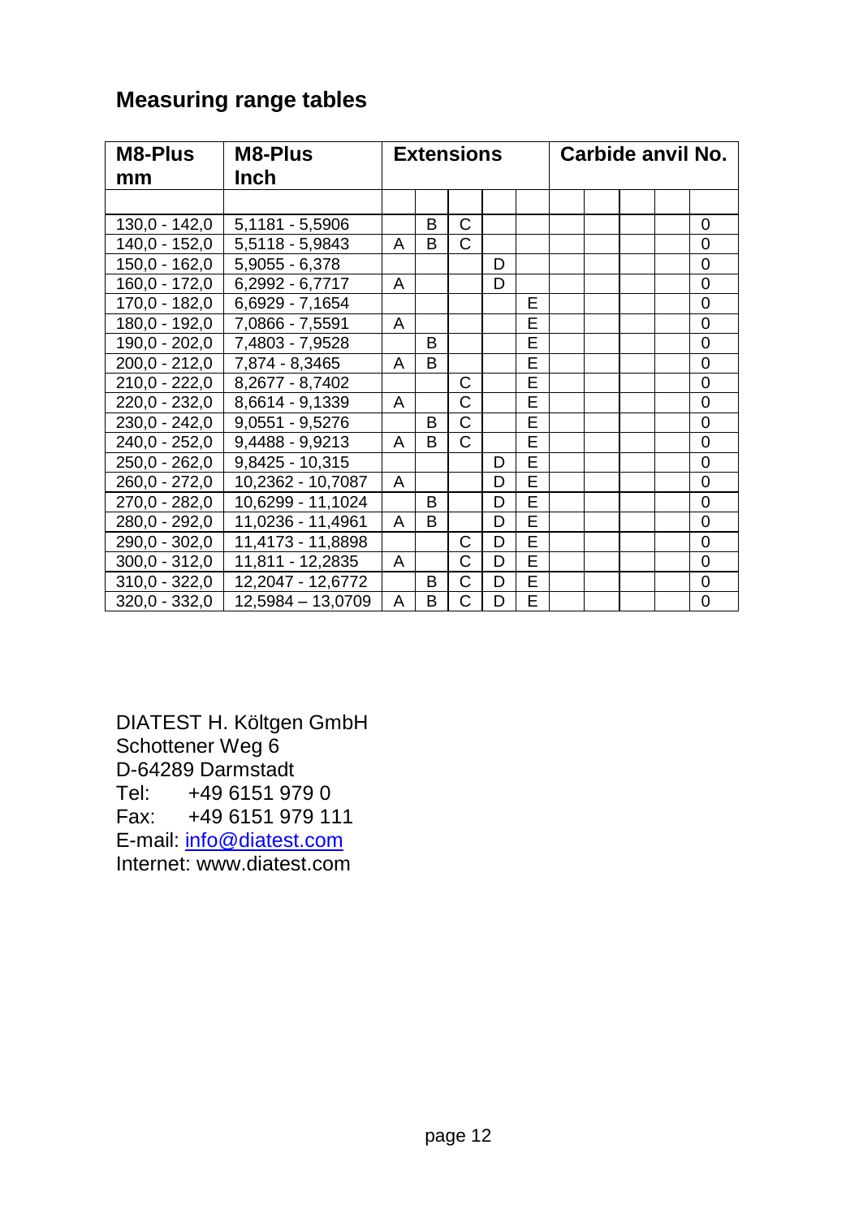## Measuring range tables

| M8-Plus mm | M8-Plus Inch | Extensions | | | | | Carbide anvil No. | | | | |
|---|---|---|---|---|---|---|---|---|---|---|---|
| | | | | | | | | | | | |
| 130,0 - 142,0 | 5,1181 - 5,5906 | | B | C | | | | | | | 0 |
| 140,0 - 152,0 | 5,5118 - 5,9843 | A | B | C | | | | | | | 0 |
| 150,0 - 162,0 | 5,9055 - 6,378 | | | | D | | | | | | 0 |
| 160,0 - 172,0 | 6,2992 - 6,7717 | A | | | D | | | | | | 0 |
| 170,0 - 182,0 | 6,6929 - 7,1654 | | | | | E | | | | | 0 |
| 180,0 - 192,0 | 7,0866 - 7,5591 | A | | | | E | | | | | 0 |
| 190,0 - 202,0 | 7,4803 - 7,9528 | | B | | | E | | | | | 0 |
| 200,0 - 212,0 | 7,874 - 8,3465 | A | B | | | E | | | | | 0 |
| 210,0 - 222,0 | 8,2677 - 8,7402 | | | C | | E | | | | | 0 |
| 220,0 - 232,0 | 8,6614 - 9,1339 | A | | C | | E | | | | | 0 |
| 230,0 - 242,0 | 9,0551 - 9,5276 | | B | C | | E | | | | | 0 |
| 240,0 - 252,0 | 9,4488 - 9,9213 | A | B | C | | E | | | | | 0 |
| 250,0 - 262,0 | 9,8425 - 10,315 | | | | D | E | | | | | 0 |
| 260,0 - 272,0 | 10,2362 - 10,7087 | A | | | D | E | | | | | 0 |
| 270,0 - 282,0 | 10,6299 - 11,1024 | | B | | D | E | | | | | 0 |
| 280,0 - 292,0 | 11,0236 - 11,4961 | A | B | | D | E | | | | | 0 |
| 290,0 - 302,0 | 11,4173 - 11,8898 | | | C | D | E | | | | | 0 |
| 300,0 - 312,0 | 11,811 - 12,2835 | A | | C | D | E | | | | | 0 |
| 310,0 - 322,0 | 12,2047 - 12,6772 | | B | C | D | E | | | | | 0 |
| 320,0 - 332,0 | 12,5984 – 13,0709 | A | B | C | D | E | | | | | 0 |

DIATEST H. Költgen GmbH
Schottener Weg 6
D-64289 Darmstadt
Tel: +49 6151 979 0
Fax: +49 6151 979 111
E-mail: info@diatest.com
Internet: www.diatest.com